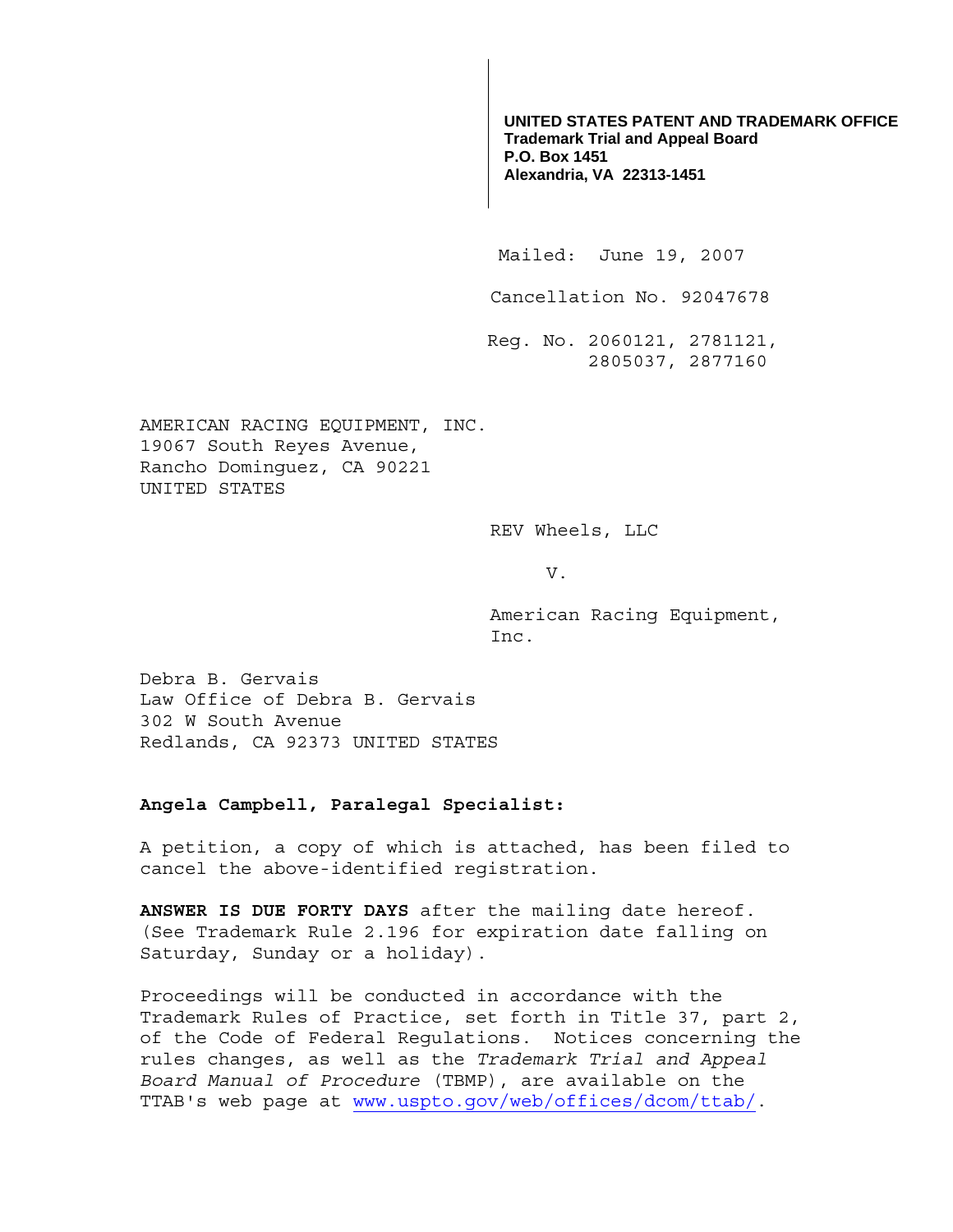**UNITED STATES PATENT AND TRADEMARK OFFICE**
**Trademark Trial and Appeal Board**
**P.O. Box 1451**
**Alexandria, VA 22313-1451**

Mailed: June 19, 2007

Cancellation No. 92047678

Reg. No. 2060121, 2781121,
2805037, 2877160

AMERICAN RACING EQUIPMENT, INC.
19067 South Reyes Avenue,
Rancho Dominguez, CA 90221
UNITED STATES

REV Wheels, LLC

v.

American Racing Equipment, Inc.

Debra B. Gervais
Law Office of Debra B. Gervais
302 W South Avenue
Redlands, CA 92373 UNITED STATES

**Angela Campbell, Paralegal Specialist:**

A petition, a copy of which is attached, has been filed to cancel the above-identified registration.

**ANSWER IS DUE FORTY DAYS** after the mailing date hereof. (See Trademark Rule 2.196 for expiration date falling on Saturday, Sunday or a holiday).

Proceedings will be conducted in accordance with the Trademark Rules of Practice, set forth in Title 37, part 2, of the Code of Federal Regulations. Notices concerning the rules changes, as well as the *Trademark Trial and Appeal Board Manual of Procedure* (TBMP), are available on the TTAB's web page at www.uspto.gov/web/offices/dcom/ttab/.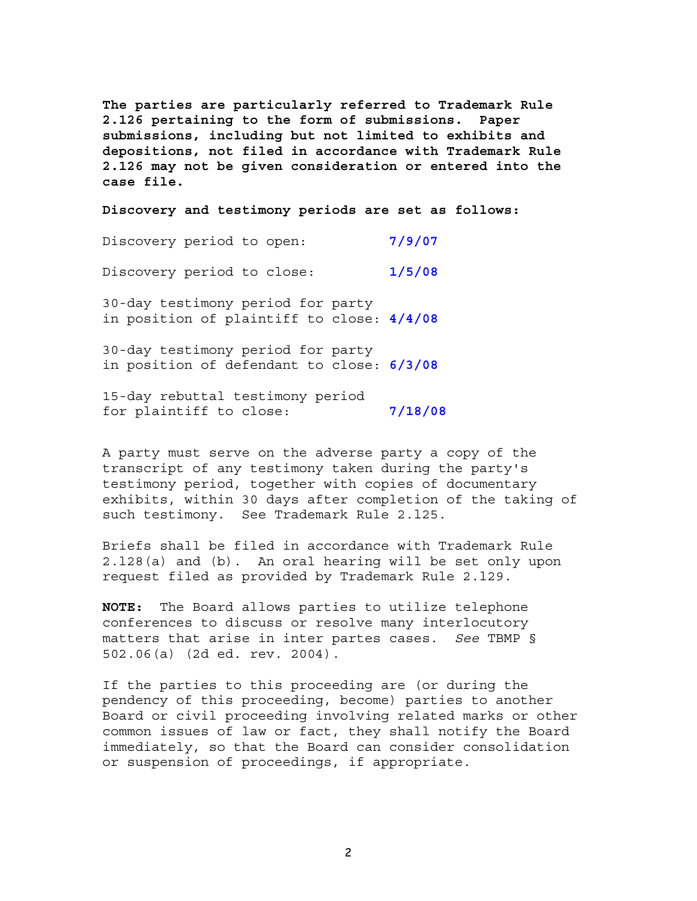**The parties are particularly referred to Trademark Rule 2.126 pertaining to the form of submissions. Paper submissions, including but not limited to exhibits and depositions, not filed in accordance with Trademark Rule 2.126 may not be given consideration or entered into the case file.**

**Discovery and testimony periods are set as follows:**

| | |
|---|---|
| Discovery period to open: | **7/9/07** |
| Discovery period to close: | **1/5/08** |
| 30-day testimony period for party in position of plaintiff to close: | **4/4/08** |
| 30-day testimony period for party in position of defendant to close: | **6/3/08** |
| 15-day rebuttal testimony period for plaintiff to close: | **7/18/08** |

A party must serve on the adverse party a copy of the transcript of any testimony taken during the party's testimony period, together with copies of documentary exhibits, within 30 days after completion of the taking of such testimony. See Trademark Rule 2.125.

Briefs shall be filed in accordance with Trademark Rule 2.128(a) and (b). An oral hearing will be set only upon request filed as provided by Trademark Rule 2.129.

**NOTE:** The Board allows parties to utilize telephone conferences to discuss or resolve many interlocutory matters that arise in inter partes cases. *See* TBMP § 502.06(a) (2d ed. rev. 2004).

If the parties to this proceeding are (or during the pendency of this proceeding, become) parties to another Board or civil proceeding involving related marks or other common issues of law or fact, they shall notify the Board immediately, so that the Board can consider consolidation or suspension of proceedings, if appropriate.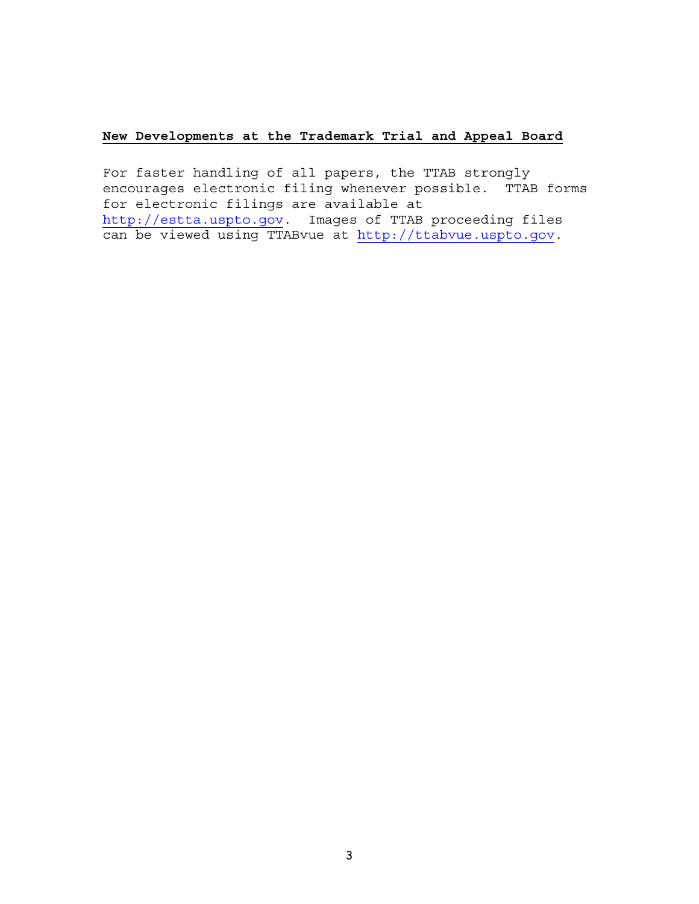**New Developments at the Trademark Trial and Appeal Board**

For faster handling of all papers, the TTAB strongly encourages electronic filing whenever possible. TTAB forms for electronic filings are available at http://estta.uspto.gov. Images of TTAB proceeding files can be viewed using TTABvue at http://ttabvue.uspto.gov.